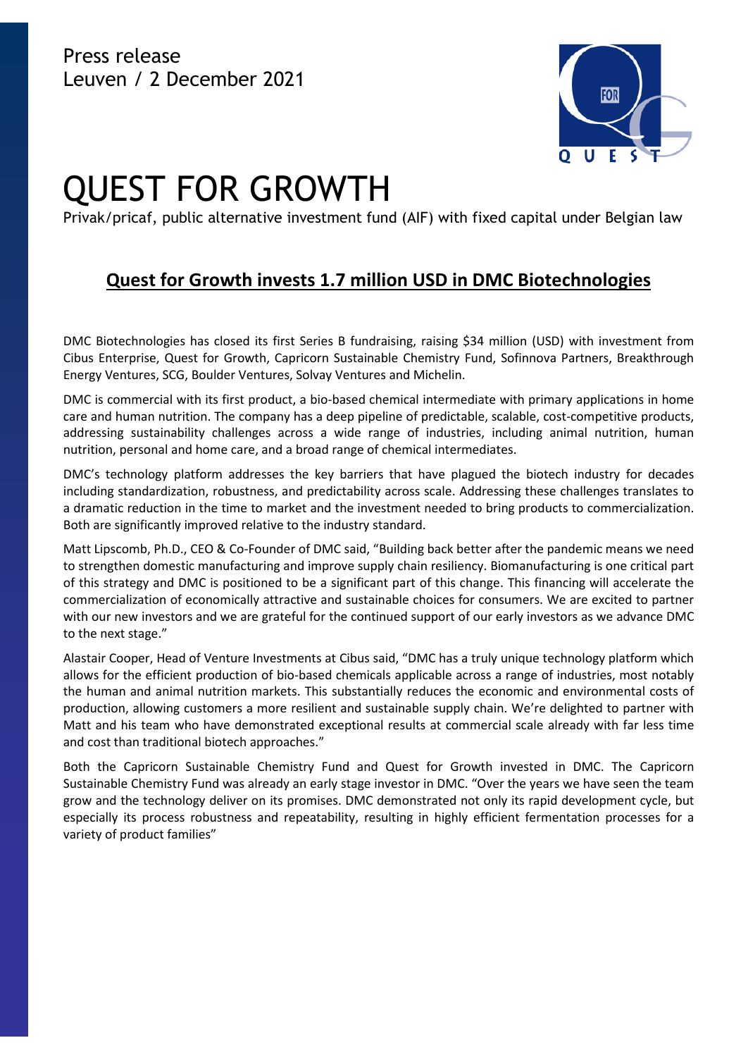Press release
Leuven / 2 December 2021

# QUEST FOR GROWTH

Privak/pricaf, public alternative investment fund (AIF) with fixed capital under Belgian law

## Quest for Growth invests 1.7 million USD in DMC Biotechnologies

DMC Biotechnologies has closed its first Series B fundraising, raising $34 million (USD) with investment from Cibus Enterprise, Quest for Growth, Capricorn Sustainable Chemistry Fund, Sofinnova Partners, Breakthrough Energy Ventures, SCG, Boulder Ventures, Solvay Ventures and Michelin.

DMC is commercial with its first product, a bio-based chemical intermediate with primary applications in home care and human nutrition. The company has a deep pipeline of predictable, scalable, cost-competitive products, addressing sustainability challenges across a wide range of industries, including animal nutrition, human nutrition, personal and home care, and a broad range of chemical intermediates.

DMC's technology platform addresses the key barriers that have plagued the biotech industry for decades including standardization, robustness, and predictability across scale. Addressing these challenges translates to a dramatic reduction in the time to market and the investment needed to bring products to commercialization. Both are significantly improved relative to the industry standard.

Matt Lipscomb, Ph.D., CEO & Co-Founder of DMC said, "Building back better after the pandemic means we need to strengthen domestic manufacturing and improve supply chain resiliency. Biomanufacturing is one critical part of this strategy and DMC is positioned to be a significant part of this change. This financing will accelerate the commercialization of economically attractive and sustainable choices for consumers. We are excited to partner with our new investors and we are grateful for the continued support of our early investors as we advance DMC to the next stage."

Alastair Cooper, Head of Venture Investments at Cibus said, "DMC has a truly unique technology platform which allows for the efficient production of bio-based chemicals applicable across a range of industries, most notably the human and animal nutrition markets. This substantially reduces the economic and environmental costs of production, allowing customers a more resilient and sustainable supply chain. We're delighted to partner with Matt and his team who have demonstrated exceptional results at commercial scale already with far less time and cost than traditional biotech approaches."

Both the Capricorn Sustainable Chemistry Fund and Quest for Growth invested in DMC. The Capricorn Sustainable Chemistry Fund was already an early stage investor in DMC. "Over the years we have seen the team grow and the technology deliver on its promises. DMC demonstrated not only its rapid development cycle, but especially its process robustness and repeatability, resulting in highly efficient fermentation processes for a variety of product families"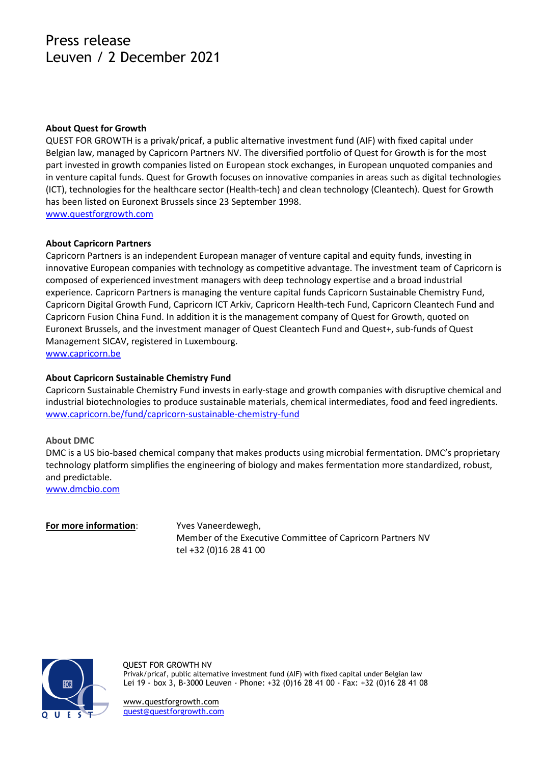# Press release
Leuven / 2 December 2021

**About Quest for Growth**
QUEST FOR GROWTH is a privak/pricaf, a public alternative investment fund (AIF) with fixed capital under Belgian law, managed by Capricorn Partners NV. The diversified portfolio of Quest for Growth is for the most part invested in growth companies listed on European stock exchanges, in European unquoted companies and in venture capital funds. Quest for Growth focuses on innovative companies in areas such as digital technologies (ICT), technologies for the healthcare sector (Health-tech) and clean technology (Cleantech). Quest for Growth has been listed on Euronext Brussels since 23 September 1998.
www.questforgrowth.com

**About Capricorn Partners**
Capricorn Partners is an independent European manager of venture capital and equity funds, investing in innovative European companies with technology as competitive advantage. The investment team of Capricorn is composed of experienced investment managers with deep technology expertise and a broad industrial experience. Capricorn Partners is managing the venture capital funds Capricorn Sustainable Chemistry Fund, Capricorn Digital Growth Fund, Capricorn ICT Arkiv, Capricorn Health-tech Fund, Capricorn Cleantech Fund and Capricorn Fusion China Fund. In addition it is the management company of Quest for Growth, quoted on Euronext Brussels, and the investment manager of Quest Cleantech Fund and Quest+, sub-funds of Quest Management SICAV, registered in Luxembourg.
www.capricorn.be

**About Capricorn Sustainable Chemistry Fund**
Capricorn Sustainable Chemistry Fund invests in early-stage and growth companies with disruptive chemical and industrial biotechnologies to produce sustainable materials, chemical intermediates, food and feed ingredients.
www.capricorn.be/fund/capricorn-sustainable-chemistry-fund

**About DMC**
DMC is a US bio-based chemical company that makes products using microbial fermentation. DMC's proprietary technology platform simplifies the engineering of biology and makes fermentation more standardized, robust, and predictable.
www.dmcbio.com

**For more information**: Yves Vaneerdewegh,
Member of the Executive Committee of Capricorn Partners NV
tel +32 (0)16 28 41 00

QUEST FOR GROWTH NV
Privak/pricaf, public alternative investment fund (AIF) with fixed capital under Belgian law
Lei 19 - box 3, B-3000 Leuven - Phone: +32 (0)16 28 41 00 - Fax: +32 (0)16 28 41 08

www.questforgrowth.com
quest@questforgrowth.com